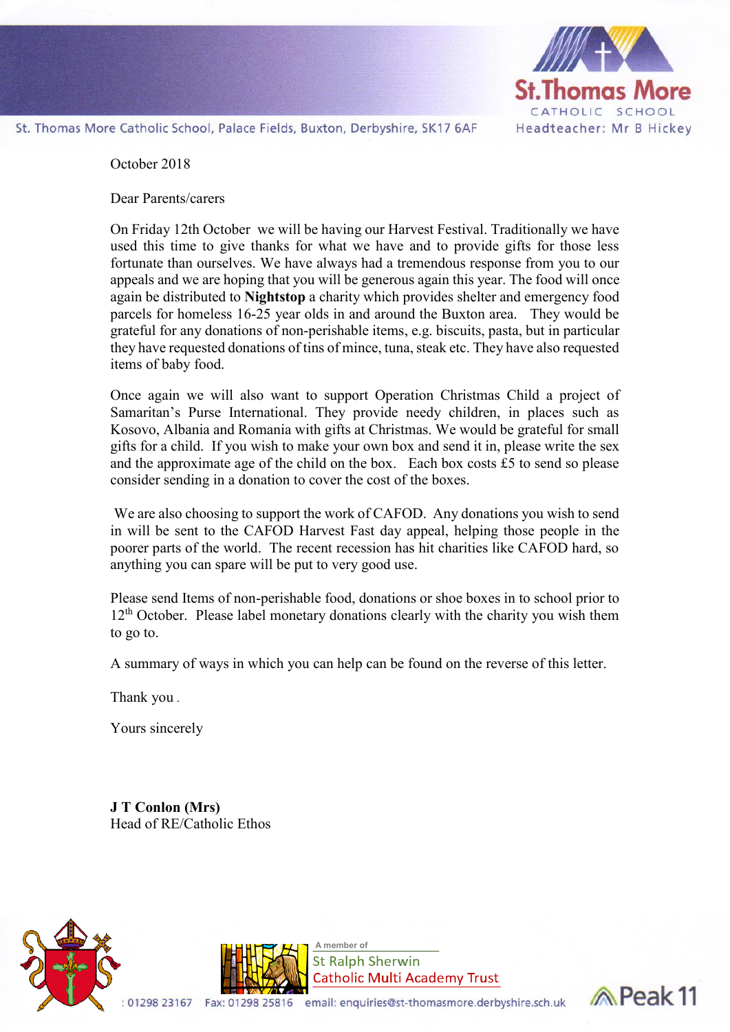St.Thomas More Catholic School

St. Thomas More Catholic School, Palace Fields, Buxton, Derbyshire, SK17 6AF

Headteacher: Mr B Hickey

October 2018

Dear Parents/carers

On Friday 12th October we will be having our Harvest Festival. Traditionally we have used this time to give thanks for what we have and to provide gifts for those less fortunate than ourselves. We have always had a tremendous response from you to our appeals and we are hoping that you will be generous again this year. The food will once again be distributed to **Nightstop** a charity which provides shelter and emergency food parcels for homeless 16-25 year olds in and around the Buxton area. They would be grateful for any donations of non-perishable items, e.g. biscuits, pasta, but in particular they have requested donations of tins of mince, tuna, steak etc. They have also requested items of baby food.

Once again we will also want to support Operation Christmas Child a project of Samaritan's Purse International. They provide needy children, in places such as Kosovo, Albania and Romania with gifts at Christmas. We would be grateful for small gifts for a child. If you wish to make your own box and send it in, please write the sex and the approximate age of the child on the box. Each box costs £5 to send so please consider sending in a donation to cover the cost of the boxes.

We are also choosing to support the work of CAFOD. Any donations you wish to send in will be sent to the CAFOD Harvest Fast day appeal, helping those people in the poorer parts of the world. The recent recession has hit charities like CAFOD hard, so anything you can spare will be put to very good use.

Please send Items of non-perishable food, donations or shoe boxes in to school prior to 12th October. Please label monetary donations clearly with the charity you wish them to go to.

A summary of ways in which you can help can be found on the reverse of this letter.

Thank you.

Yours sincerely

**J T Conlon (Mrs)**
Head of RE/Catholic Ethos

A member of St Ralph Sherwin Catholic Multi Academy Trust

: 01298 23167 Fax: 01298 25816 email: enquiries@st-thomasmore.derbyshire.sch.uk

Peak 11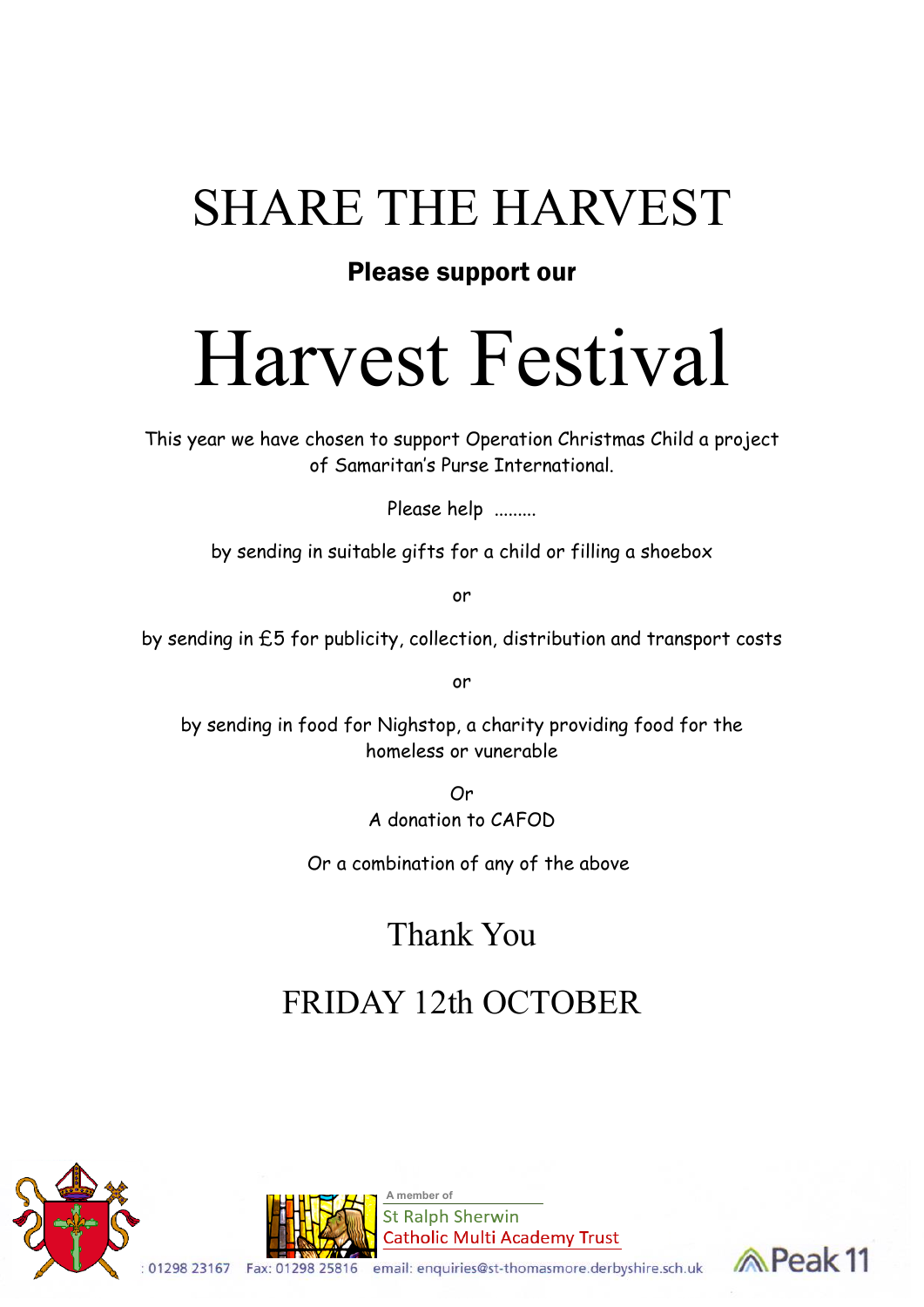# SHARE THE HARVEST

**Please support our**

# Harvest Festival

This year we have chosen to support Operation Christmas Child a project of Samaritan's Purse International.

Please help .........

by sending in suitable gifts for a child or filling a shoebox

or

by sending in £5 for publicity, collection, distribution and transport costs

or

by sending in food for Nighstop, a charity providing food for the homeless or vunerable

Or
A donation to CAFOD

Or a combination of any of the above

Thank You

FRIDAY 12th OCTOBER

A member of
St Ralph Sherwin
Catholic Multi Academy Trust

: 01298 23167 Fax: 01298 25816 email: enquiries@st-thomasmore.derbyshire.sch.uk

Peak 11